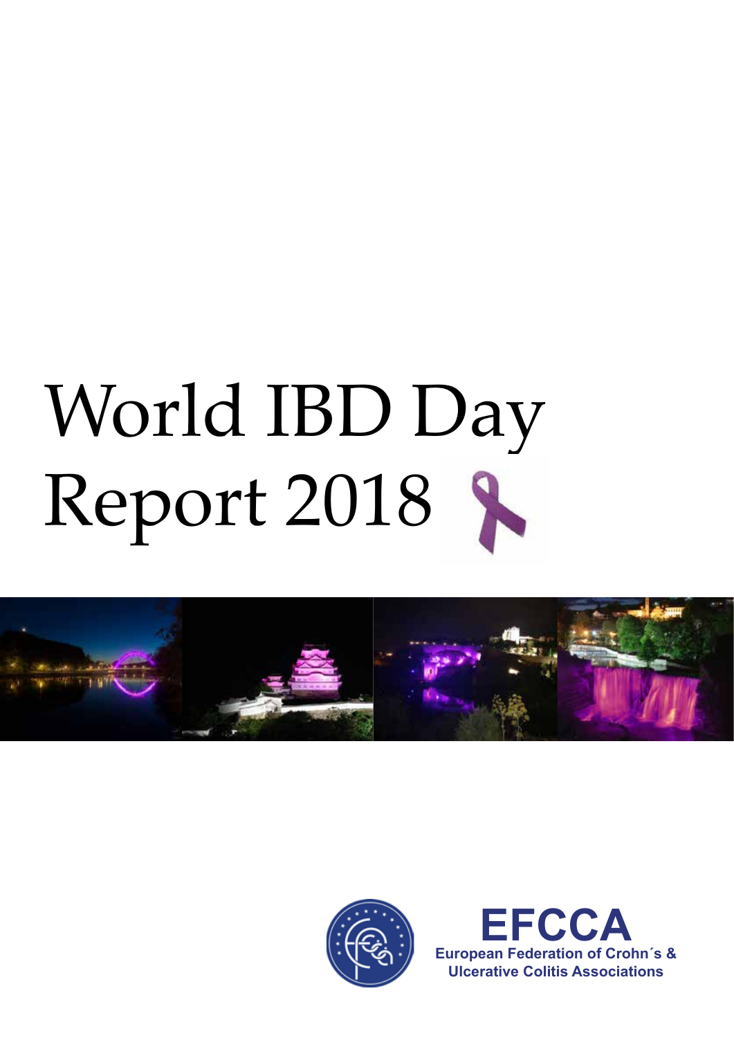# World IBD Day Report 2018

**EFCCA**
European Federation of Crohn´s & Ulcerative Colitis Associations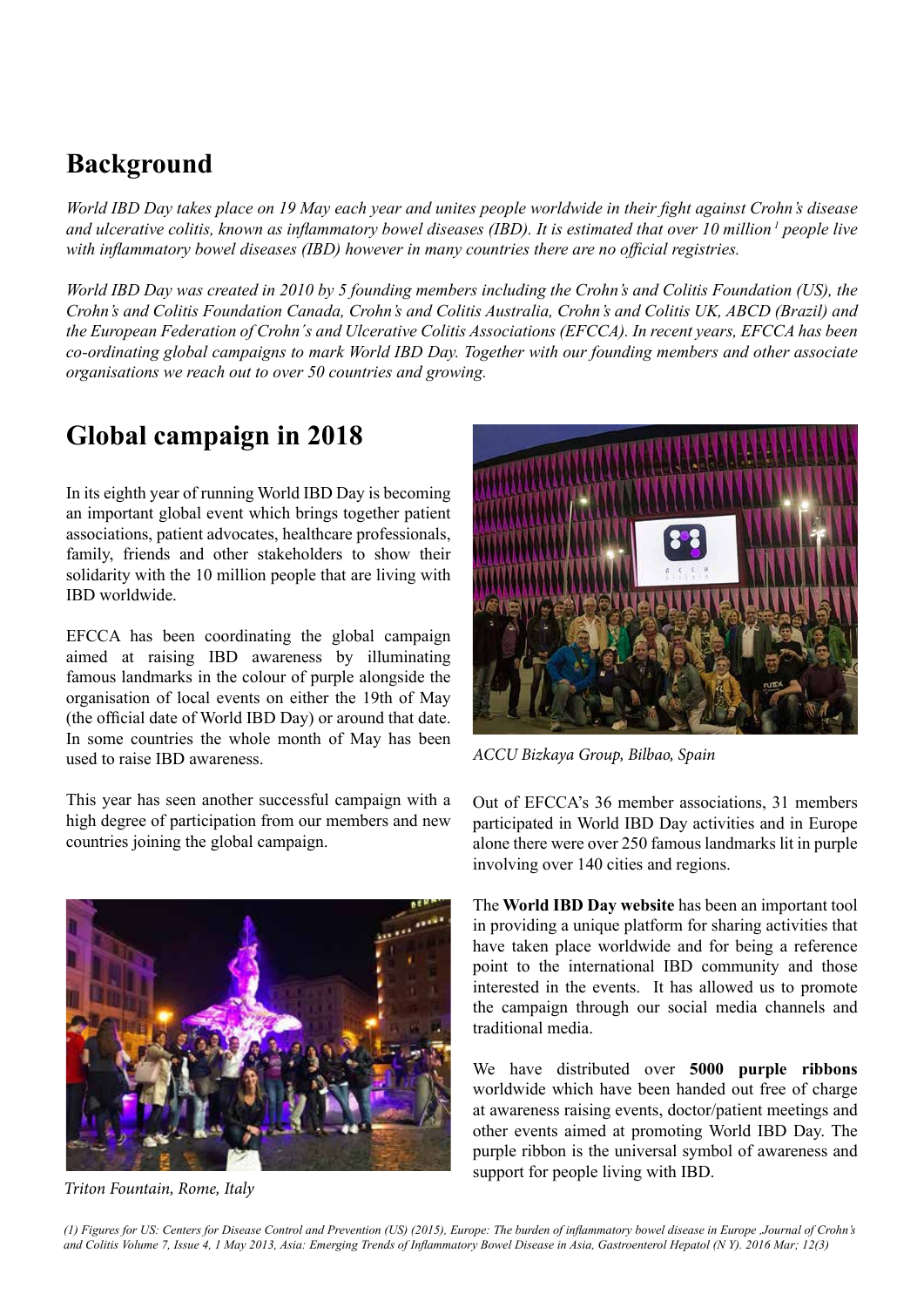## Background

*World IBD Day takes place on 19 May each year and unites people worldwide in their fight against Crohn's disease and ulcerative colitis, known as inflammatory bowel diseases (IBD). It is estimated that over 10 million [1] people live with inflammatory bowel diseases (IBD) however in many countries there are no official registries.*

*World IBD Day was created in 2010 by 5 founding members including the Crohn's and Colitis Foundation (US), the Crohn's and Colitis Foundation Canada, Crohn's and Colitis Australia, Crohn's and Colitis UK, ABCD (Brazil) and the European Federation of Crohn´s and Ulcerative Colitis Associations (EFCCA). In recent years, EFCCA has been co-ordinating global campaigns to mark World IBD Day. Together with our founding members and other associate organisations we reach out to over 50 countries and growing.*

## Global campaign in 2018

In its eighth year of running World IBD Day is becoming an important global event which brings together patient associations, patient advocates, healthcare professionals, family, friends and other stakeholders to show their solidarity with the 10 million people that are living with IBD worldwide.

EFCCA has been coordinating the global campaign aimed at raising IBD awareness by illuminating famous landmarks in the colour of purple alongside the organisation of local events on either the 19th of May (the official date of World IBD Day) or around that date. In some countries the whole month of May has been used to raise IBD awareness.

This year has seen another successful campaign with a high degree of participation from our members and new countries joining the global campaign.

*Triton Fountain, Rome, Italy*

*ACCU Bizkaya Group, Bilbao, Spain*

Out of EFCCA's 36 member associations, 31 members participated in World IBD Day activities and in Europe alone there were over 250 famous landmarks lit in purple involving over 140 cities and regions.

The **World IBD Day website** has been an important tool in providing a unique platform for sharing activities that have taken place worldwide and for being a reference point to the international IBD community and those interested in the events. It has allowed us to promote the campaign through our social media channels and traditional media.

We have distributed over **5000 purple ribbons** worldwide which have been handed out free of charge at awareness raising events, doctor/patient meetings and other events aimed at promoting World IBD Day. The purple ribbon is the universal symbol of awareness and support for people living with IBD.

*(1) Figures for US: Centers for Disease Control and Prevention (US) (2015), Europe: The burden of inflammatory bowel disease in Europe ,Journal of Crohn's and Colitis Volume 7, Issue 4, 1 May 2013, Asia: Emerging Trends of Inflammatory Bowel Disease in Asia, Gastroenterol Hepatol (N Y). 2016 Mar; 12(3)*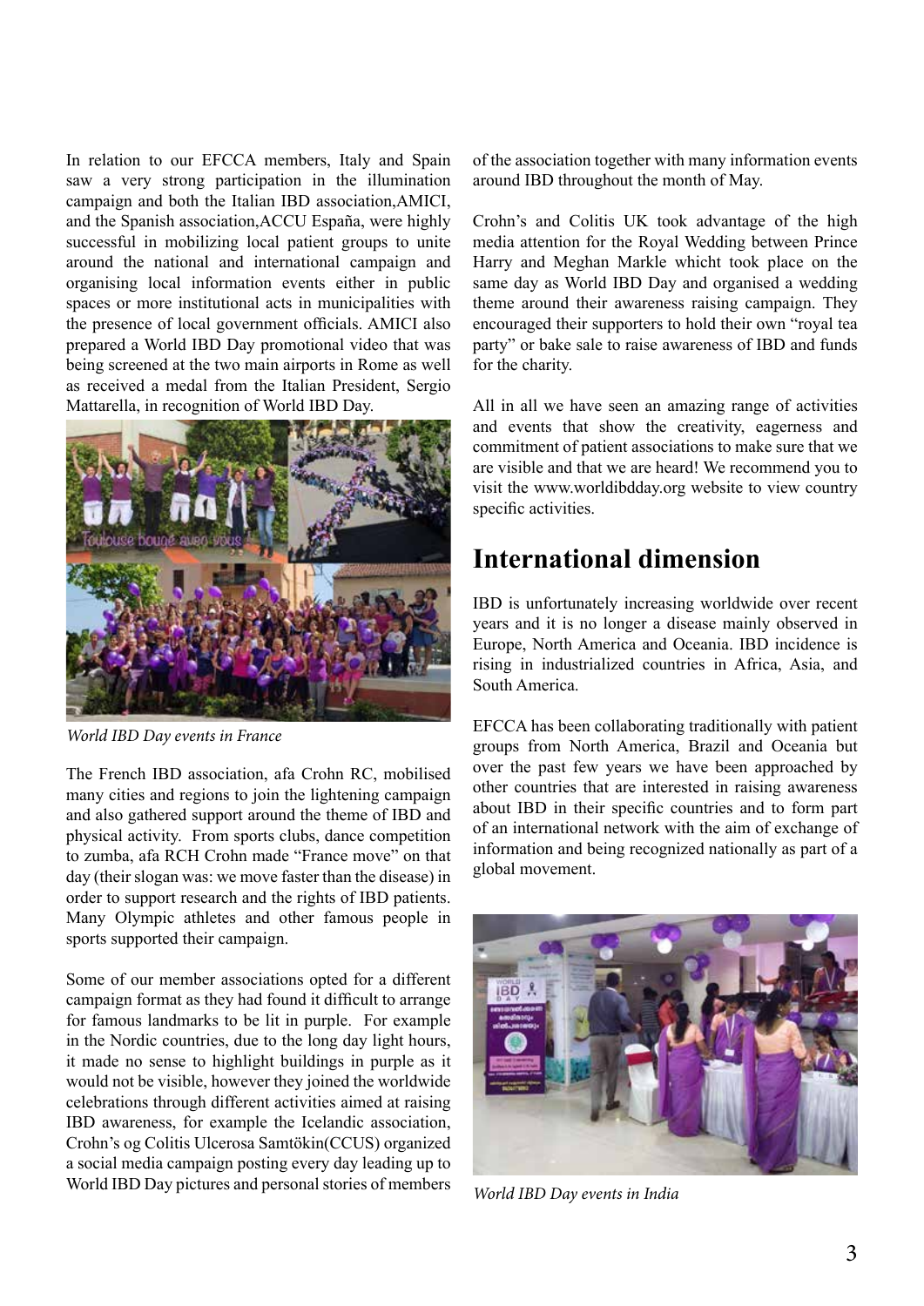In relation to our EFCCA members, Italy and Spain saw a very strong participation in the illumination campaign and both the Italian IBD association,AMICI, and the Spanish association,ACCU España, were highly successful in mobilizing local patient groups to unite around the national and international campaign and organising local information events either in public spaces or more institutional acts in municipalities with the presence of local government officials. AMICI also prepared a World IBD Day promotional video that was being screened at the two main airports in Rome as well as received a medal from the Italian President, Sergio Mattarella, in recognition of World IBD Day.

*World IBD Day events in France*

The French IBD association, afa Crohn RC, mobilised many cities and regions to join the lightening campaign and also gathered support around the theme of IBD and physical activity. From sports clubs, dance competition to zumba, afa RCH Crohn made "France move" on that day (their slogan was: we move faster than the disease) in order to support research and the rights of IBD patients. Many Olympic athletes and other famous people in sports supported their campaign.

Some of our member associations opted for a different campaign format as they had found it difficult to arrange for famous landmarks to be lit in purple. For example in the Nordic countries, due to the long day light hours, it made no sense to highlight buildings in purple as it would not be visible, however they joined the worldwide celebrations through different activities aimed at raising IBD awareness, for example the Icelandic association, Crohn's og Colitis Ulcerosa Samtökin(CCUS) organized a social media campaign posting every day leading up to World IBD Day pictures and personal stories of members of the association together with many information events around IBD throughout the month of May.

Crohn's and Colitis UK took advantage of the high media attention for the Royal Wedding between Prince Harry and Meghan Markle whicht took place on the same day as World IBD Day and organised a wedding theme around their awareness raising campaign. They encouraged their supporters to hold their own "royal tea party" or bake sale to raise awareness of IBD and funds for the charity.

All in all we have seen an amazing range of activities and events that show the creativity, eagerness and commitment of patient associations to make sure that we are visible and that we are heard! We recommend you to visit the www.worldibdday.org website to view country specific activities.

## International dimension

IBD is unfortunately increasing worldwide over recent years and it is no longer a disease mainly observed in Europe, North America and Oceania. IBD incidence is rising in industrialized countries in Africa, Asia, and South America.

EFCCA has been collaborating traditionally with patient groups from North America, Brazil and Oceania but over the past few years we have been approached by other countries that are interested in raising awareness about IBD in their specific countries and to form part of an international network with the aim of exchange of information and being recognized nationally as part of a global movement.

*World IBD Day events in India*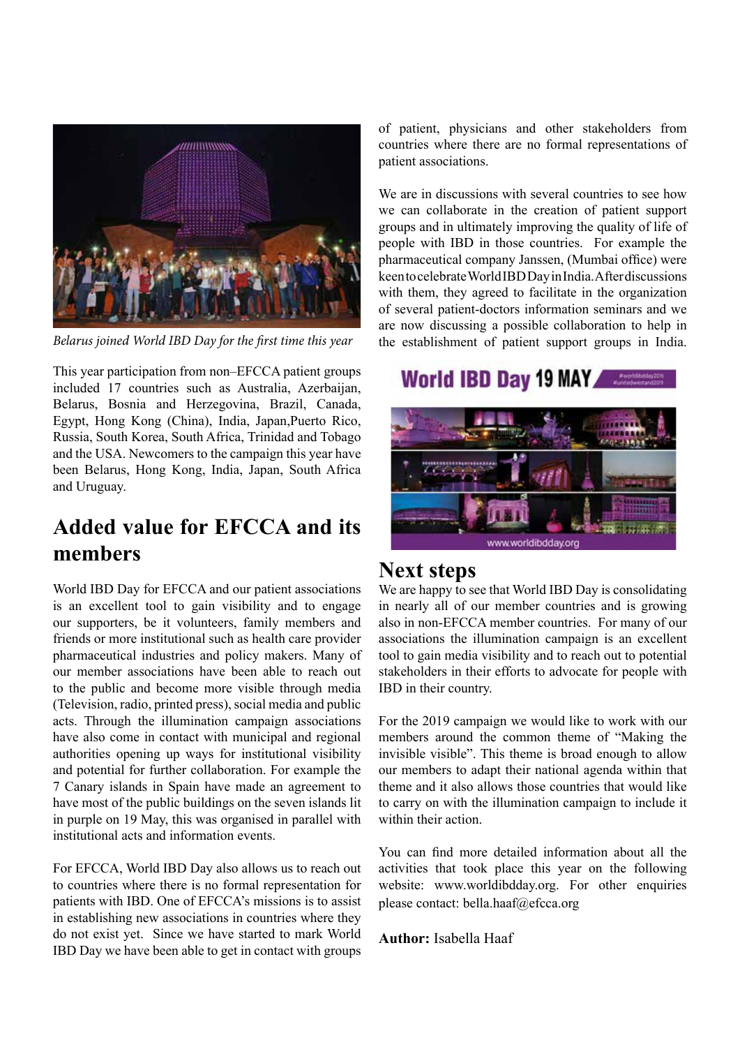*Belarus joined World IBD Day for the first time this year*

This year participation from non–EFCCA patient groups included 17 countries such as Australia, Azerbaijan, Belarus, Bosnia and Herzegovina, Brazil, Canada, Egypt, Hong Kong (China), India, Japan,Puerto Rico, Russia, South Korea, South Africa, Trinidad and Tobago and the USA. Newcomers to the campaign this year have been Belarus, Hong Kong, India, Japan, South Africa and Uruguay.

## Added value for EFCCA and its members

World IBD Day for EFCCA and our patient associations is an excellent tool to gain visibility and to engage our supporters, be it volunteers, family members and friends or more institutional such as health care provider pharmaceutical industries and policy makers. Many of our member associations have been able to reach out to the public and become more visible through media (Television, radio, printed press), social media and public acts. Through the illumination campaign associations have also come in contact with municipal and regional authorities opening up ways for institutional visibility and potential for further collaboration. For example the 7 Canary islands in Spain have made an agreement to have most of the public buildings on the seven islands lit in purple on 19 May, this was organised in parallel with institutional acts and information events.

For EFCCA, World IBD Day also allows us to reach out to countries where there is no formal representation for patients with IBD. One of EFCCA's missions is to assist in establishing new associations in countries where they do not exist yet. Since we have started to mark World IBD Day we have been able to get in contact with groups of patient, physicians and other stakeholders from countries where there are no formal representations of patient associations.

We are in discussions with several countries to see how we can collaborate in the creation of patient support groups and in ultimately improving the quality of life of people with IBD in those countries. For example the pharmaceutical company Janssen, (Mumbai office) were keen to celebrate World IBD Day in India. After discussions with them, they agreed to facilitate in the organization of several patient-doctors information seminars and we are now discussing a possible collaboration to help in the establishment of patient support groups in India.

## Next steps

We are happy to see that World IBD Day is consolidating in nearly all of our member countries and is growing also in non-EFCCA member countries. For many of our associations the illumination campaign is an excellent tool to gain media visibility and to reach out to potential stakeholders in their efforts to advocate for people with IBD in their country.

For the 2019 campaign we would like to work with our members around the common theme of "Making the invisible visible". This theme is broad enough to allow our members to adapt their national agenda within that theme and it also allows those countries that would like to carry on with the illumination campaign to include it within their action.

You can find more detailed information about all the activities that took place this year on the following website: www.worldibdday.org. For other enquiries please contact: bella.haaf@efcca.org

**Author:** Isabella Haaf